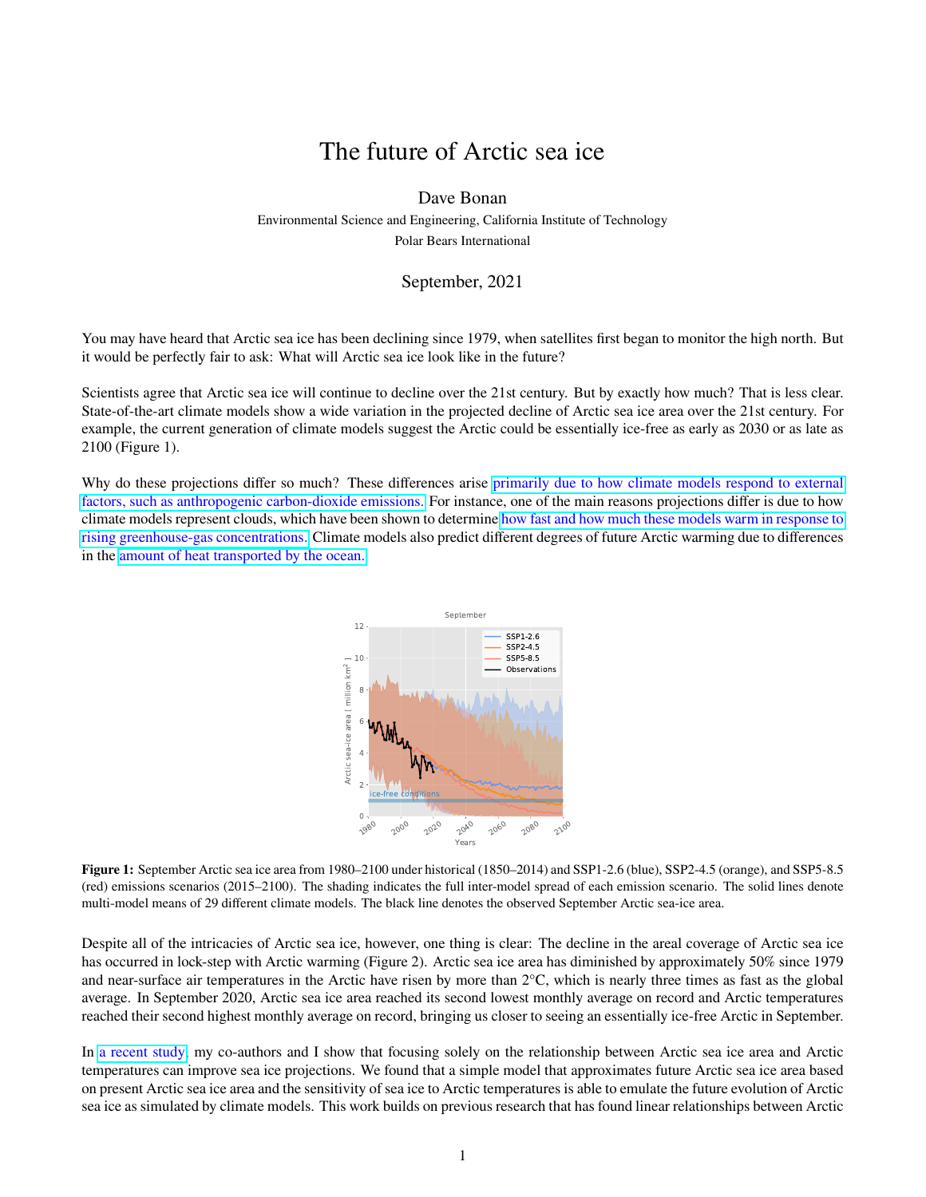# The future of Arctic sea ice

Dave Bonan

Environmental Science and Engineering, California Institute of Technology

Polar Bears International

September, 2021

You may have heard that Arctic sea ice has been declining since 1979, when satellites first began to monitor the high north. But it would be perfectly fair to ask: What will Arctic sea ice look like in the future?

Scientists agree that Arctic sea ice will continue to decline over the 21st century. But by exactly how much? That is less clear. State-of-the-art climate models show a wide variation in the projected decline of Arctic sea ice area over the 21st century. For example, the current generation of climate models suggest the Arctic could be essentially ice-free as early as 2030 or as late as 2100 (Figure 1).

Why do these projections differ so much? These differences arise primarily due to how climate models respond to external factors, such as anthropogenic carbon-dioxide emissions. For instance, one of the main reasons projections differ is due to how climate models represent clouds, which have been shown to determine how fast and how much these models warm in response to rising greenhouse-gas concentrations. Climate models also predict different degrees of future Arctic warming due to differences in the amount of heat transported by the ocean.

**Figure 1:** September Arctic sea ice area from 1980–2100 under historical (1850–2014) and SSP1-2.6 (blue), SSP2-4.5 (orange), and SSP5-8.5 (red) emissions scenarios (2015–2100). The shading indicates the full inter-model spread of each emission scenario. The solid lines denote multi-model means of 29 different climate models. The black line denotes the observed September Arctic sea-ice area.

Despite all of the intricacies of Arctic sea ice, however, one thing is clear: The decline in the areal coverage of Arctic sea ice has occurred in lock-step with Arctic warming (Figure 2). Arctic sea ice area has diminished by approximately 50% since 1979 and near-surface air temperatures in the Arctic have risen by more than 2°C, which is nearly three times as fast as the global average. In September 2020, Arctic sea ice area reached its second lowest monthly average on record and Arctic temperatures reached their second highest monthly average on record, bringing us closer to seeing an essentially ice-free Arctic in September.

In a recent study, my co-authors and I show that focusing solely on the relationship between Arctic sea ice area and Arctic temperatures can improve sea ice projections. We found that a simple model that approximates future Arctic sea ice area based on present Arctic sea ice area and the sensitivity of sea ice to Arctic temperatures is able to emulate the future evolution of Arctic sea ice as simulated by climate models. This work builds on previous research that has found linear relationships between Arctic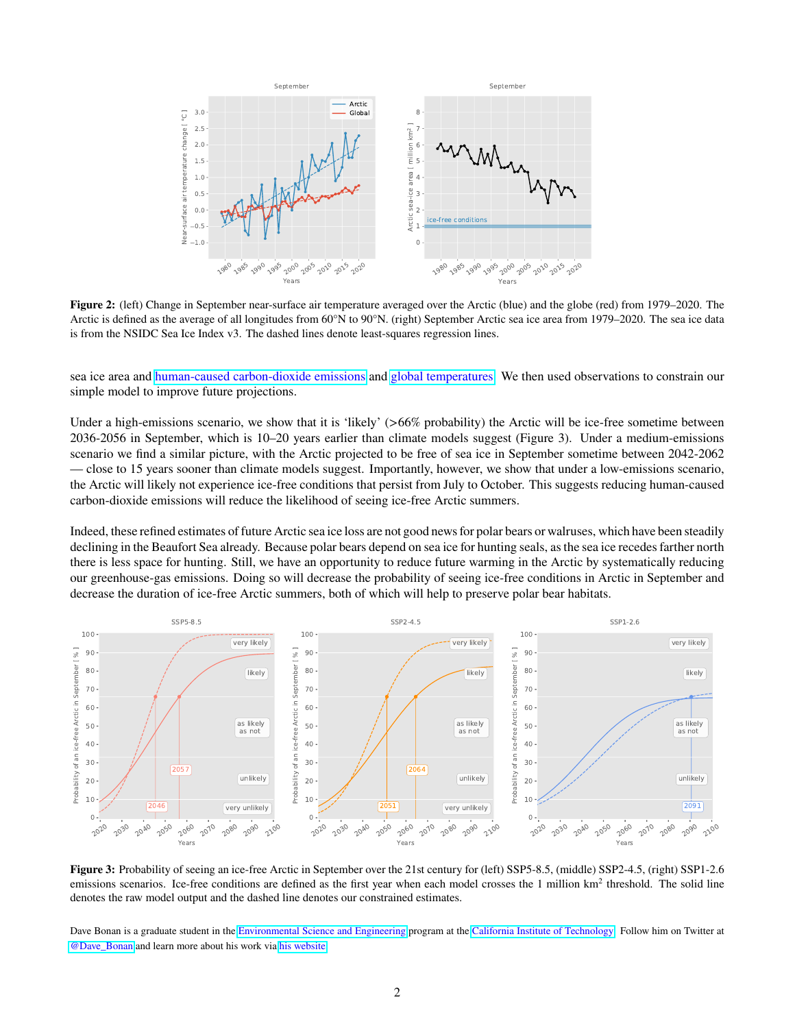September

Arctic
Global

Near-surface air temperature change [ °C ]

3.0
2.5
2.0
1.5
1.0
0.5
0.0
−0.5
−1.0

1980 1985 1990 1995 2000 2005 2010 2015 2020

Years

September

Arctic sea-ice area [ million km$^2$ ]

8
7
6
5
4
3
2
1
0

ice-free conditions

1980 1985 1990 1995 2000 2005 2010 2015 2020

Years

**Figure 2:** (left) Change in September near-surface air temperature averaged over the Arctic (blue) and the globe (red) from 1979–2020. The Arctic is defined as the average of all longitudes from 60°N to 90°N. (right) September Arctic sea ice area from 1979–2020. The sea ice data is from the NSIDC Sea Ice Index v3. The dashed lines denote least-squares regression lines.

sea ice area and human-caused carbon-dioxide emissions and global temperatures. We then used observations to constrain our simple model to improve future projections.

Under a high-emissions scenario, we show that it is 'likely' (>66% probability) the Arctic will be ice-free sometime between 2036-2056 in September, which is 10–20 years earlier than climate models suggest (Figure 3). Under a medium-emissions scenario we find a similar picture, with the Arctic projected to be free of sea ice in September sometime between 2042-2062 — close to 15 years sooner than climate models suggest. Importantly, however, we show that under a low-emissions scenario, the Arctic will likely not experience ice-free conditions that persist from July to October. This suggests reducing human-caused carbon-dioxide emissions will reduce the likelihood of seeing ice-free Arctic summers.

Indeed, these refined estimates of future Arctic sea ice loss are not good news for polar bears or walruses, which have been steadily declining in the Beaufort Sea already. Because polar bears depend on sea ice for hunting seals, as the sea ice recedes farther north there is less space for hunting. Still, we have an opportunity to reduce future warming in the Arctic by systematically reducing our greenhouse-gas emissions. Doing so will decrease the probability of seeing ice-free conditions in Arctic in September and decrease the duration of ice-free Arctic summers, both of which will help to preserve polar bear habitats.

SSP5-8.5

Probability of an ice-free Arctic in September [ % ]

100
90
80
70
60
50
40
30
20
10
0

very likely
likely
as likely as not
unlikely
very unlikely

2057
2046

2020 2030 2040 2050 2060 2070 2080 2090 2100

Years

SSP2-4.5

Probability of an ice-free Arctic in September [ % ]

100
90
80
70
60
50
40
30
20
10
0

very likely
likely
as likely as not
unlikely
very unlikely

2064
2051

2020 2030 2040 2050 2060 2070 2080 2090 2100

Years

SSP1-2.6

Probability of an ice-free Arctic in September [ % ]

100
90
80
70
60
50
40
30
20
10
0

very likely
likely
as likely as not
unlikely

2091

2020 2030 2040 2050 2060 2070 2080 2090 2100

Years

**Figure 3:** Probability of seeing an ice-free Arctic in September over the 21st century for (left) SSP5-8.5, (middle) SSP2-4.5, (right) SSP1-2.6 emissions scenarios. Ice-free conditions are defined as the first year when each model crosses the 1 million km$^2$ threshold. The solid line denotes the raw model output and the dashed line denotes our constrained estimates.

Dave Bonan is a graduate student in the Environmental Science and Engineering program at the California Institute of Technology. Follow him on Twitter at @Dave_Bonan and learn more about his work via his website.